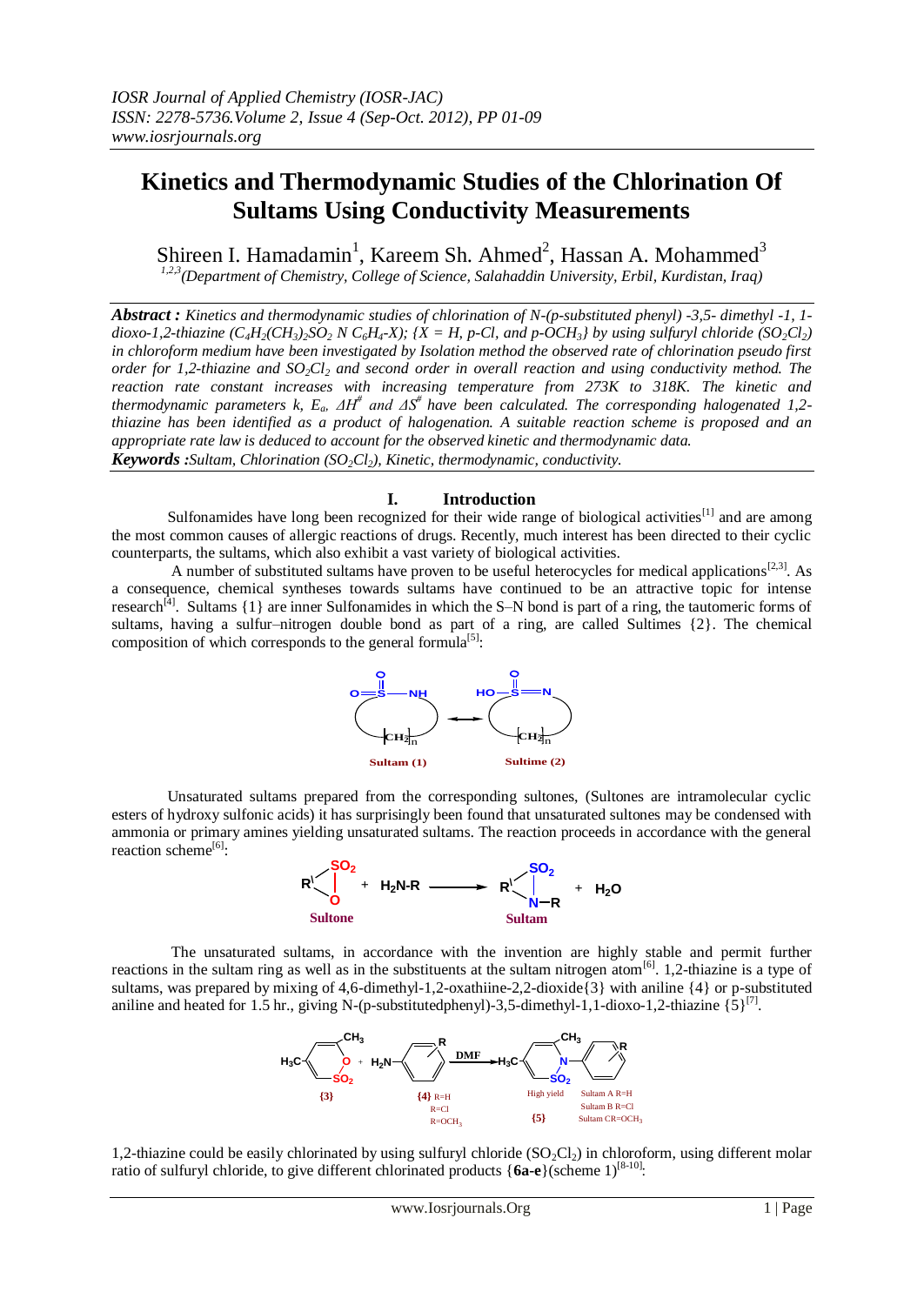# Kinetics and Thermodynamic Studies of the Chlorination Of Sultams Using Conductivity Measurements

Shireen I. Hamadamin[1], Kareem Sh. Ahmed[2], Hassan A. Mohammed[3]

[1,2,3](Department of Chemistry, College of Science, Salahaddin University, Erbil, Kurdistan, Iraq)

***Abstract :*** *Kinetics and thermodynamic studies of chlorination of N-(p-substituted phenyl) -3,5- dimethyl -1, 1-dioxo-1,2-thiazine ($C_4H_2(CH_3)_2SO_2$ N $C_6H_4$-X); {X = H, p-Cl, and p-OCH$_3$} by using sulfuryl chloride ($SO_2Cl_2$) in chloroform medium have been investigated by Isolation method the observed rate of chlorination pseudo first order for 1,2-thiazine and $SO_2Cl_2$ and second order in overall reaction and using conductivity method. The reaction rate constant increases with increasing temperature from 273K to 318K. The kinetic and thermodynamic parameters k, $E_a$, $\Delta H^{\#}$ and $\Delta S^{\#}$ have been calculated. The corresponding halogenated 1,2-thiazine has been identified as a product of halogenation. A suitable reaction scheme is proposed and an appropriate rate law is deduced to account for the observed kinetic and thermodynamic data.*

***Keywords :*** *Sultam, Chlorination ($SO_2Cl_2$), Kinetic, thermodynamic, conductivity.*

## I. Introduction

Sulfonamides have long been recognized for their wide range of biological activities[1] and are among the most common causes of allergic reactions of drugs. Recently, much interest has been directed to their cyclic counterparts, the sultams, which also exhibit a vast variety of biological activities.

A number of substituted sultams have proven to be useful heterocycles for medical applications[2,3]. As a consequence, chemical syntheses towards sultams have continued to be an attractive topic for intense research[4]. Sultams {1} are inner Sulfonamides in which the S–N bond is part of a ring, the tautomeric forms of sultams, having a sulfur–nitrogen double bond as part of a ring, are called Sultimes {2}. The chemical composition of which corresponds to the general formula[5]:

Sultam (1) Sultime (2)

Unsaturated sultams prepared from the corresponding sultones, (Sultones are intramolecular cyclic esters of hydroxy sulfonic acids) it has surprisingly been found that unsaturated sultones may be condensed with ammonia or primary amines yielding unsaturated sultams. The reaction proceeds in accordance with the general reaction scheme[6]:

Sultone + $H_2N$-R → Sultam + $H_2O$

The unsaturated sultams, in accordance with the invention are highly stable and permit further reactions in the sultam ring as well as in the substituents at the sultam nitrogen atom[6]. 1,2-thiazine is a type of sultams, was prepared by mixing of 4,6-dimethyl-1,2-oxathiine-2,2-dioxide{3} with aniline {4} or p-substituted aniline and heated for 1.5 hr., giving N-(p-substitutedphenyl)-3,5-dimethyl-1,1-dioxo-1,2-thiazine {5}[7].

{3} + {4} R=H, R=Cl, R=$OCH_3$ —DMF→ {5} High yield; Sultam A R=H, Sultam B R=Cl, Sultam C R=$OCH_3$

1,2-thiazine could be easily chlorinated by using sulfuryl chloride ($SO_2Cl_2$) in chloroform, using different molar ratio of sulfuryl chloride, to give different chlorinated products {**6a-e**}(scheme 1)[8-10]: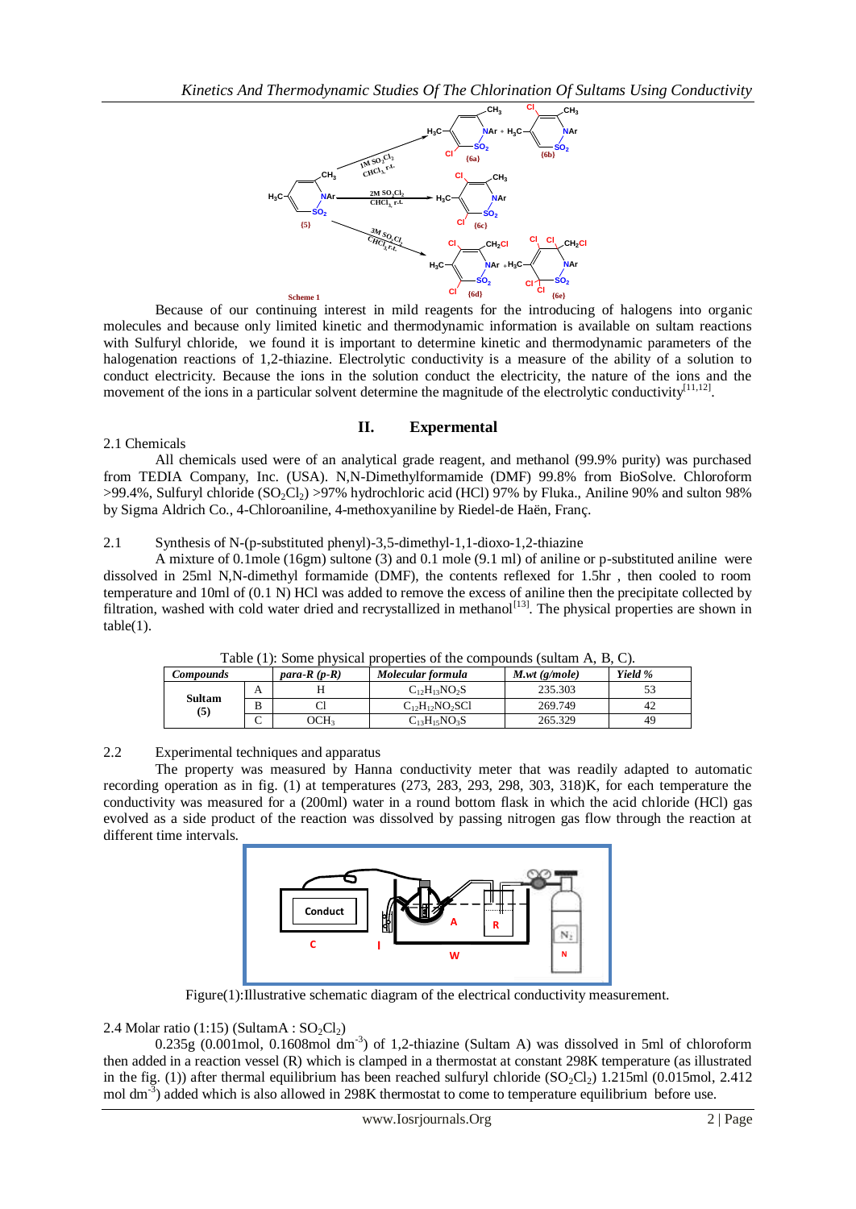Scheme 1

Because of our continuing interest in mild reagents for the introducing of halogens into organic molecules and because only limited kinetic and thermodynamic information is available on sultam reactions with Sulfuryl chloride, we found it is important to determine kinetic and thermodynamic parameters of the halogenation reactions of 1,2-thiazine. Electrolytic conductivity is a measure of the ability of a solution to conduct electricity. Because the ions in the solution conduct the electricity, the nature of the ions and the movement of the ions in a particular solvent determine the magnitude of the electrolytic conductivity[11,12].

## II. Expermental

2.1 Chemicals

All chemicals used were of an analytical grade reagent, and methanol (99.9% purity) was purchased from TEDIA Company, Inc. (USA). N,N-Dimethylformamide (DMF) 99.8% from BioSolve. Chloroform >99.4%, Sulfuryl chloride ($SO_2Cl_2$) >97% hydrochloric acid (HCl) 97% by Fluka., Aniline 90% and sulton 98% by Sigma Aldrich Co., 4-Chloroaniline, 4-methoxyaniline by Riedel-de Haën, Franç.

2.1 Synthesis of N-(p-substituted phenyl)-3,5-dimethyl-1,1-dioxo-1,2-thiazine

A mixture of 0.1mole (16gm) sultone (3) and 0.1 mole (9.1 ml) of aniline or p-substituted aniline were dissolved in 25ml N,N-dimethyl formamide (DMF), the contents reflexed for 1.5hr , then cooled to room temperature and 10ml of (0.1 N) HCl was added to remove the excess of aniline then the precipitate collected by filtration, washed with cold water dried and recrystallized in methanol[13]. The physical properties are shown in table(1).

Table (1): Some physical properties of the compounds (sultam A, B, C).

| *Compounds* | | *para-R (p-R)* | *Molecular formula* | *M.wt (g/mole)* | *Yield %* |
|---|---|---|---|---|---|
| **Sultam (5)** | A | H | $C_{12}H_{13}NO_2S$ | 235.303 | 53 |
| | B | Cl | $C_{12}H_{12}NO_2SCl$ | 269.749 | 42 |
| | C | $OCH_3$ | $C_{13}H_{15}NO_3S$ | 265.329 | 49 |

2.2 Experimental techniques and apparatus

The property was measured by Hanna conductivity meter that was readily adapted to automatic recording operation as in fig. (1) at temperatures (273, 283, 293, 298, 303, 318)K, for each temperature the conductivity was measured for a (200ml) water in a round bottom flask in which the acid chloride (HCl) gas evolved as a side product of the reaction was dissolved by passing nitrogen gas flow through the reaction at different time intervals.

Figure(1):Illustrative schematic diagram of the electrical conductivity measurement.

2.4 Molar ratio (1:15) (SultamA : $SO_2Cl_2$)

0.235g (0.001mol, 0.1608mol $dm^{-3}$) of 1,2-thiazine (Sultam A) was dissolved in 5ml of chloroform then added in a reaction vessel (R) which is clamped in a thermostat at constant 298K temperature (as illustrated in the fig. (1)) after thermal equilibrium has been reached sulfuryl chloride ($SO_2Cl_2$) 1.215ml (0.015mol, 2.412 mol $dm^{-3}$) added which is also allowed in 298K thermostat to come to temperature equilibrium before use.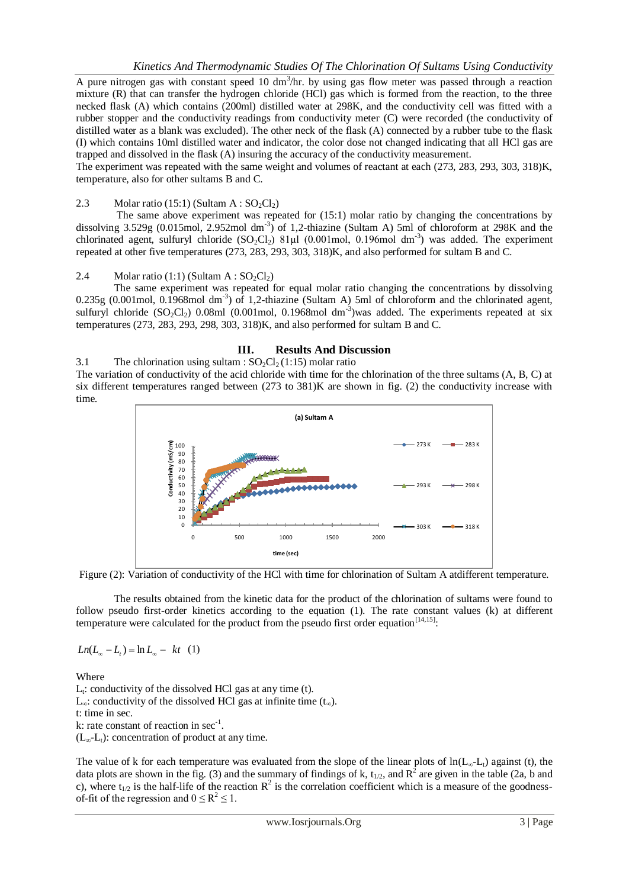A pure nitrogen gas with constant speed 10 $dm^3$/hr. by using gas flow meter was passed through a reaction mixture (R) that can transfer the hydrogen chloride (HCl) gas which is formed from the reaction, to the three necked flask (A) which contains (200ml) distilled water at 298K, and the conductivity cell was fitted with a rubber stopper and the conductivity readings from conductivity meter (C) were recorded (the conductivity of distilled water as a blank was excluded). The other neck of the flask (A) connected by a rubber tube to the flask (I) which contains 10ml distilled water and indicator, the color dose not changed indicating that all HCl gas are trapped and dissolved in the flask (A) insuring the accuracy of the conductivity measurement.

The experiment was repeated with the same weight and volumes of reactant at each (273, 283, 293, 303, 318)K, temperature, also for other sultams B and C.

### 2.3 Molar ratio (15:1) (Sultam A : $SO_2Cl_2$)

The same above experiment was repeated for (15:1) molar ratio by changing the concentrations by dissolving 3.529g (0.015mol, 2.952mol $dm^{-3}$) of 1,2-thiazine (Sultam A) 5ml of chloroform at 298K and the chlorinated agent, sulfuryl chloride ($SO_2Cl_2$) 81μl (0.001mol, 0.196mol $dm^{-3}$) was added. The experiment repeated at other five temperatures (273, 283, 293, 303, 318)K, and also performed for sultam B and C.

### 2.4 Molar ratio (1:1) (Sultam A : $SO_2Cl_2$)

The same experiment was repeated for equal molar ratio changing the concentrations by dissolving 0.235g (0.001mol, 0.1968mol $dm^{-3}$) of 1,2-thiazine (Sultam A) 5ml of chloroform and the chlorinated agent, sulfuryl chloride ($SO_2Cl_2$) 0.08ml (0.001mol, 0.1968mol $dm^{-3}$)was added. The experiments repeated at six temperatures (273, 283, 293, 298, 303, 318)K, and also performed for sultam B and C.

## III. Results And Discussion

### 3.1 The chlorination using sultam : $SO_2Cl_2$ (1:15) molar ratio

The variation of conductivity of the acid chloride with time for the chlorination of the three sultams (A, B, C) at six different temperatures ranged between (273 to 381)K are shown in fig. (2) the conductivity increase with time.

Figure (2): Variation of conductivity of the HCl with time for chlorination of Sultam A atdifferent temperature.

The results obtained from the kinetic data for the product of the chlorination of sultams were found to follow pseudo first-order kinetics according to the equation (1). The rate constant values (k) at different temperature were calculated for the product from the pseudo first order equation[14,15]:

$$Ln(L_{\infty} - L_t) = \ln L_{\infty} - kt \quad (1)$$

Where

$L_t$: conductivity of the dissolved HCl gas at any time (t).
$L_{\infty}$: conductivity of the dissolved HCl gas at infinite time ($t_{\infty}$).
t: time in sec.
k: rate constant of reaction in $sec^{-1}$.
($L_{\infty}$-$L_t$): concentration of product at any time.

The value of k for each temperature was evaluated from the slope of the linear plots of $\ln(L_{\infty}-L_t)$ against (t), the data plots are shown in the fig. (3) and the summary of findings of k, $t_{1/2}$, and $R^2$ are given in the table (2a, b and c), where $t_{1/2}$ is the half-life of the reaction $R^2$ is the correlation coefficient which is a measure of the goodness-of-fit of the regression and $0 \leq R^2 \leq 1$.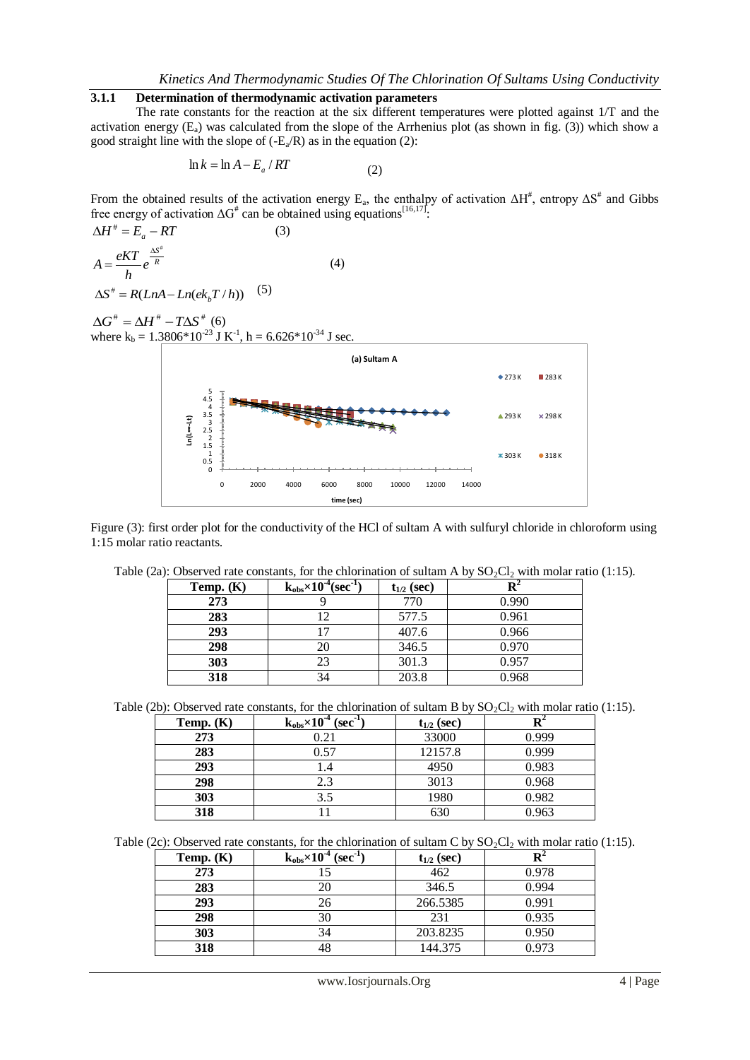### 3.1.1 Determination of thermodynamic activation parameters

The rate constants for the reaction at the six different temperatures were plotted against 1/T and the activation energy ($E_a$) was calculated from the slope of the Arrhenius plot (as shown in fig. (3)) which show a good straight line with the slope of ($-E_a/R$) as in the equation (2):

$$\ln k = \ln A - E_a / RT \quad (2)$$

From the obtained results of the activation energy $E_a$, the enthalpy of activation $\Delta H^{\#}$, entropy $\Delta S^{\#}$ and Gibbs free energy of activation $\Delta G^{\#}$ can be obtained using equations[16,17]:

$$\Delta H^{\#} = E_a - RT \quad (3)$$

$$A = \frac{eKT}{h} e^{\frac{\Delta S^{\#}}{R}} \quad (4)$$

$$\Delta S^{\#} = R(LnA - Ln(ek_bT/h)) \quad (5)$$

$$\Delta G^{\#} = \Delta H^{\#} - T\Delta S^{\#} \quad (6)$$

where $k_b = 1.3806*10^{-23}$ J $K^{-1}$, $h = 6.626*10^{-34}$ J sec.

Figure (3): first order plot for the conductivity of the HCl of sultam A with sulfuryl chloride in chloroform using 1:15 molar ratio reactants.

Table (2a): Observed rate constants, for the chlorination of sultam A by $SO_2Cl_2$ with molar ratio (1:15).

| Temp. (K) | $k_{obs}\times10^{-4}(sec^{-1})$ | $t_{1/2}$ (sec) | $R^2$ |
|---|---|---|---|
| 273 | 9 | 770 | 0.990 |
| 283 | 12 | 577.5 | 0.961 |
| 293 | 17 | 407.6 | 0.966 |
| 298 | 20 | 346.5 | 0.970 |
| 303 | 23 | 301.3 | 0.957 |
| 318 | 34 | 203.8 | 0.968 |

Table (2b): Observed rate constants, for the chlorination of sultam B by $SO_2Cl_2$ with molar ratio (1:15).

| Temp. (K) | $k_{obs}\times10^{-4}$ $(sec^{-1})$ | $t_{1/2}$ (sec) | $R^2$ |
|---|---|---|---|
| 273 | 0.21 | 33000 | 0.999 |
| 283 | 0.57 | 12157.8 | 0.999 |
| 293 | 1.4 | 4950 | 0.983 |
| 298 | 2.3 | 3013 | 0.968 |
| 303 | 3.5 | 1980 | 0.982 |
| 318 | 11 | 630 | 0.963 |

Table (2c): Observed rate constants, for the chlorination of sultam C by $SO_2Cl_2$ with molar ratio (1:15).

| Temp. (K) | $k_{obs}\times10^{-4}$ $(sec^{-1})$ | $t_{1/2}$ (sec) | $R^2$ |
|---|---|---|---|
| 273 | 15 | 462 | 0.978 |
| 283 | 20 | 346.5 | 0.994 |
| 293 | 26 | 266.5385 | 0.991 |
| 298 | 30 | 231 | 0.935 |
| 303 | 34 | 203.8235 | 0.950 |
| 318 | 48 | 144.375 | 0.973 |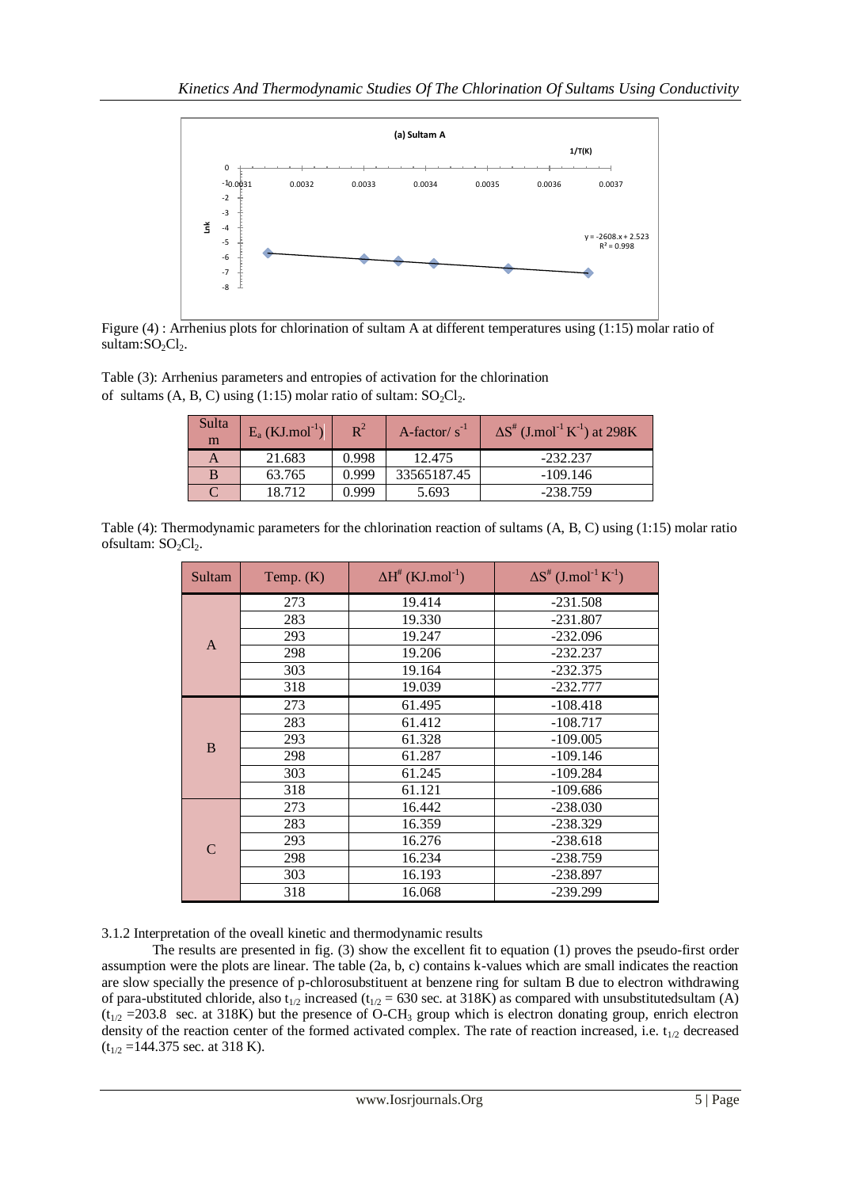Figure (4) : Arrhenius plots for chlorination of sultam A at different temperatures using (1:15) molar ratio of sultam:$SO_2Cl_2$.

Table (3): Arrhenius parameters and entropies of activation for the chlorination of sultams (A, B, C) using (1:15) molar ratio of sultam: $SO_2Cl_2$.

| Sultam | $E_a$ ($KJ.mol^{-1}$) | $R^2$ | A-factor/ $s^{-1}$ | $\Delta S^{\#}$ ($J.mol^{-1} K^{-1}$) at 298K |
|---|---|---|---|---|
| A | 21.683 | 0.998 | 12.475 | -232.237 |
| B | 63.765 | 0.999 | 33565187.45 | -109.146 |
| C | 18.712 | 0.999 | 5.693 | -238.759 |

Table (4): Thermodynamic parameters for the chlorination reaction of sultams (A, B, C) using (1:15) molar ratio ofsultam: $SO_2Cl_2$.

| Sultam | Temp. (K) | $\Delta H^{\#}$ ($KJ.mol^{-1}$) | $\Delta S^{\#}$ ($J.mol^{-1} K^{-1}$) |
|---|---|---|---|
| A | 273 | 19.414 | -231.508 |
| | 283 | 19.330 | -231.807 |
| | 293 | 19.247 | -232.096 |
| | 298 | 19.206 | -232.237 |
| | 303 | 19.164 | -232.375 |
| | 318 | 19.039 | -232.777 |
| B | 273 | 61.495 | -108.418 |
| | 283 | 61.412 | -108.717 |
| | 293 | 61.328 | -109.005 |
| | 298 | 61.287 | -109.146 |
| | 303 | 61.245 | -109.284 |
| | 318 | 61.121 | -109.686 |
| C | 273 | 16.442 | -238.030 |
| | 283 | 16.359 | -238.329 |
| | 293 | 16.276 | -238.618 |
| | 298 | 16.234 | -238.759 |
| | 303 | 16.193 | -238.897 |
| | 318 | 16.068 | -239.299 |

3.1.2 Interpretation of the oveall kinetic and thermodynamic results

The results are presented in fig. (3) show the excellent fit to equation (1) proves the pseudo-first order assumption were the plots are linear. The table (2a, b, c) contains k-values which are small indicates the reaction are slow specially the presence of p-chlorosubstituent at benzene ring for sultam B due to electron withdrawing of para-ubstituted chloride, also $t_{1/2}$ increased ($t_{1/2}$ = 630 sec. at 318K) as compared with unsubstitutedsultam (A) ($t_{1/2}$ =203.8 sec. at 318K) but the presence of O-$CH_3$ group which is electron donating group, enrich electron density of the reaction center of the formed activated complex. The rate of reaction increased, i.e. $t_{1/2}$ decreased ($t_{1/2}$ =144.375 sec. at 318 K).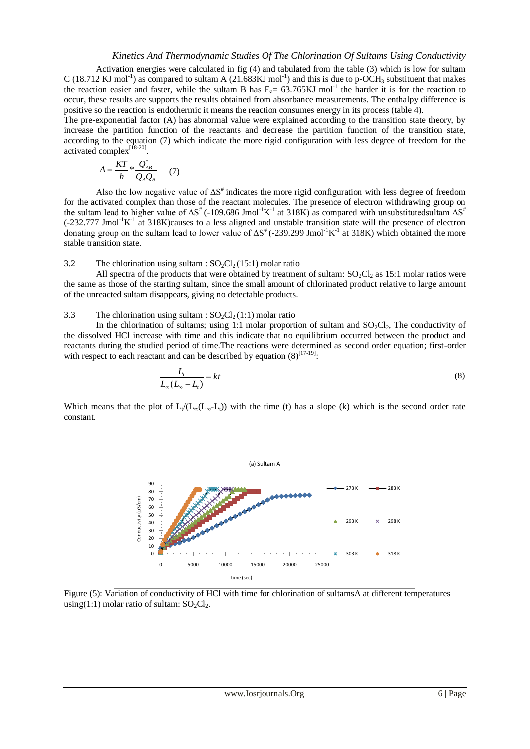Activation energies were calculated in fig (4) and tabulated from the table (3) which is low for sultam C (18.712 KJ $mol^{-1}$) as compared to sultam A (21.683KJ $mol^{-1}$) and this is due to p-$OCH_3$ substituent that makes the reaction easier and faster, while the sultam B has $E_a$= 63.765KJ $mol^{-1}$ the harder it is for the reaction to occur, these results are supports the results obtained from absorbance measurements. The enthalpy difference is positive so the reaction is endothermic it means the reaction consumes energy in its process (table 4).

The pre-exponential factor (A) has abnormal value were explained according to the transition state theory, by increase the partition function of the reactants and decrease the partition function of the transition state, according to the equation (7) which indicate the more rigid configuration with less degree of freedom for the activated complex[18-20].

$$A = \frac{KT}{h} * \frac{Q^{*}_{AB}}{Q_A Q_B} \quad (7)$$

Also the low negative value of $\Delta S^{\#}$ indicates the more rigid configuration with less degree of freedom for the activated complex than those of the reactant molecules. The presence of electron withdrawing group on the sultam lead to higher value of $\Delta S^{\#}$ (-109.686 $Jmol^{-1}K^{-1}$ at 318K) as compared with unsubstitutedsultam $\Delta S^{\#}$ (-232.777 $Jmol^{-1}K^{-1}$ at 318K)causes to a less aligned and unstable transition state will the presence of electron donating group on the sultam lead to lower value of $\Delta S^{\#}$ (-239.299 $Jmol^{-1}K^{-1}$ at 318K) which obtained the more stable transition state.

### 3.2 The chlorination using sultam : $SO_2Cl_2$ (15:1) molar ratio

All spectra of the products that were obtained by treatment of sultam: $SO_2Cl_2$ as 15:1 molar ratios were the same as those of the starting sultam, since the small amount of chlorinated product relative to large amount of the unreacted sultam disappears, giving no detectable products.

### 3.3 The chlorination using sultam : $SO_2Cl_2$ (1:1) molar ratio

In the chlorination of sultams; using 1:1 molar proportion of sultam and $SO_2Cl_2$, The conductivity of the dissolved HCl increase with time and this indicate that no equilibrium occurred between the product and reactants during the studied period of time.The reactions were determined as second order equation; first-order with respect to each reactant and can be described by equation (8)[17-19]:

$$\frac{L_t}{L_\infty (L_\infty - L_t)} = kt \quad (8)$$

Which means that the plot of $L_t/(L_\infty(L_\infty-L_t))$ with the time (t) has a slope (k) which is the second order rate constant.

Figure (5): Variation of conductivity of HCl with time for chlorination of sultamsA at different temperatures using(1:1) molar ratio of sultam: $SO_2Cl_2$.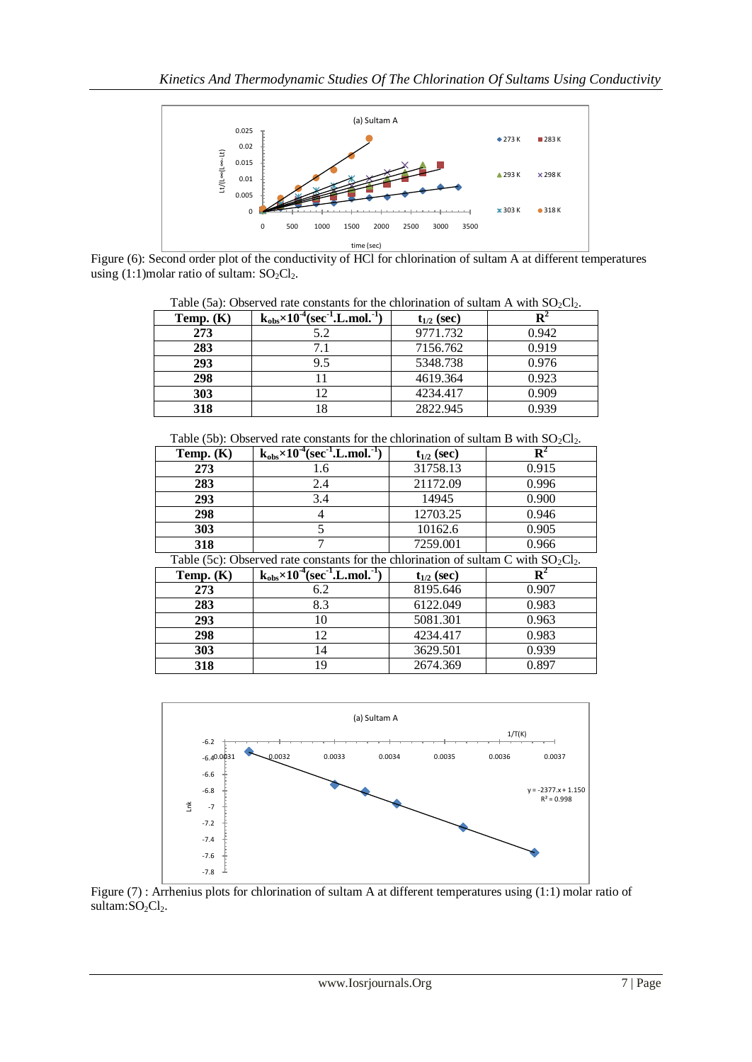Figure (6): Second order plot of the conductivity of HCl for chlorination of sultam A at different temperatures using (1:1)molar ratio of sultam: $SO_2Cl_2$.

Table (5a): Observed rate constants for the chlorination of sultam A with $SO_2Cl_2$.

| Temp. (K) | $k_{obs}\times10^{-4}$($sec^{-1}.L.mol.^{-1}$) | $t_{1/2}$ (sec) | $R^2$ |
|---|---|---|---|
| 273 | 5.2 | 9771.732 | 0.942 |
| 283 | 7.1 | 7156.762 | 0.919 |
| 293 | 9.5 | 5348.738 | 0.976 |
| 298 | 11 | 4619.364 | 0.923 |
| 303 | 12 | 4234.417 | 0.909 |
| 318 | 18 | 2822.945 | 0.939 |

Table (5b): Observed rate constants for the chlorination of sultam B with $SO_2Cl_2$.

| Temp. (K) | $k_{obs}\times10^{-4}$($sec^{-1}.L.mol.^{-1}$) | $t_{1/2}$ (sec) | $R^2$ |
|---|---|---|---|
| 273 | 1.6 | 31758.13 | 0.915 |
| 283 | 2.4 | 21172.09 | 0.996 |
| 293 | 3.4 | 14945 | 0.900 |
| 298 | 4 | 12703.25 | 0.946 |
| 303 | 5 | 10162.6 | 0.905 |
| 318 | 7 | 7259.001 | 0.966 |

Table (5c): Observed rate constants for the chlorination of sultam C with $SO_2Cl_2$.

| Temp. (K) | $k_{obs}\times10^{-4}$($sec^{-1}.L.mol.^{-1}$) | $t_{1/2}$ (sec) | $R^2$ |
|---|---|---|---|
| 273 | 6.2 | 8195.646 | 0.907 |
| 283 | 8.3 | 6122.049 | 0.983 |
| 293 | 10 | 5081.301 | 0.963 |
| 298 | 12 | 4234.417 | 0.983 |
| 303 | 14 | 3629.501 | 0.939 |
| 318 | 19 | 2674.369 | 0.897 |

Figure (7) : Arrhenius plots for chlorination of sultam A at different temperatures using (1:1) molar ratio of sultam:$SO_2Cl_2$.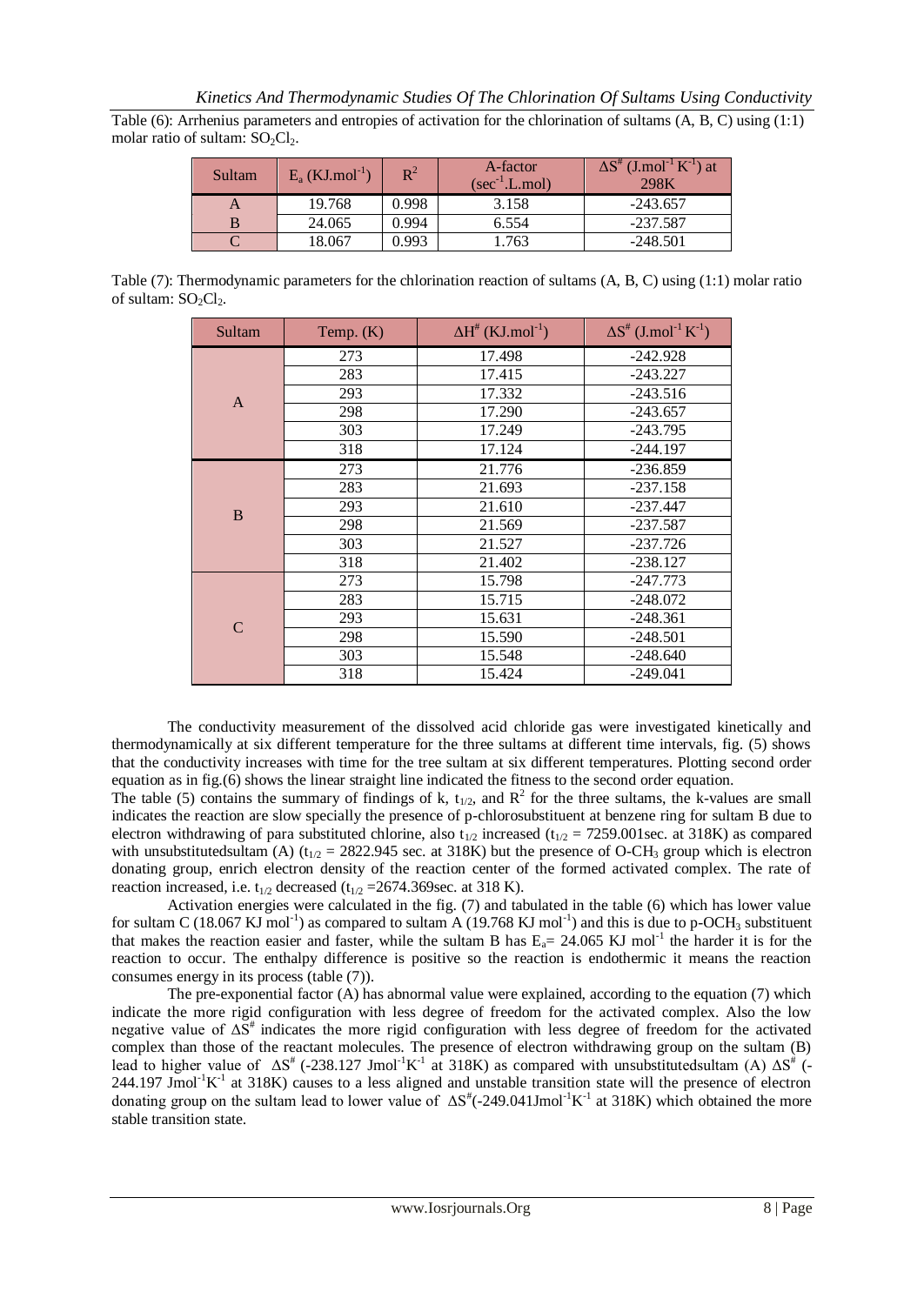Table (6): Arrhenius parameters and entropies of activation for the chlorination of sultams (A, B, C) using (1:1) molar ratio of sultam: $SO_2Cl_2$.

| Sultam | $E_a$ (KJ.mol$^{-1}$) | $R^2$ | A-factor (sec$^{-1}$.L.mol) | $\Delta S^{\#}$ (J.mol$^{-1}$ K$^{-1}$) at 298K |
|---|---|---|---|---|
| A | 19.768 | 0.998 | 3.158 | -243.657 |
| B | 24.065 | 0.994 | 6.554 | -237.587 |
| C | 18.067 | 0.993 | 1.763 | -248.501 |

Table (7): Thermodynamic parameters for the chlorination reaction of sultams (A, B, C) using (1:1) molar ratio of sultam: $SO_2Cl_2$.

| Sultam | Temp. (K) | $\Delta H^{\#}$ (KJ.mol$^{-1}$) | $\Delta S^{\#}$ (J.mol$^{-1}$ K$^{-1}$) |
|---|---|---|---|
| A | 273 | 17.498 | -242.928 |
| | 283 | 17.415 | -243.227 |
| | 293 | 17.332 | -243.516 |
| | 298 | 17.290 | -243.657 |
| | 303 | 17.249 | -243.795 |
| | 318 | 17.124 | -244.197 |
| B | 273 | 21.776 | -236.859 |
| | 283 | 21.693 | -237.158 |
| | 293 | 21.610 | -237.447 |
| | 298 | 21.569 | -237.587 |
| | 303 | 21.527 | -237.726 |
| | 318 | 21.402 | -238.127 |
| C | 273 | 15.798 | -247.773 |
| | 283 | 15.715 | -248.072 |
| | 293 | 15.631 | -248.361 |
| | 298 | 15.590 | -248.501 |
| | 303 | 15.548 | -248.640 |
| | 318 | 15.424 | -249.041 |

The conductivity measurement of the dissolved acid chloride gas were investigated kinetically and thermodynamically at six different temperature for the three sultams at different time intervals, fig. (5) shows that the conductivity increases with time for the tree sultam at six different temperatures. Plotting second order equation as in fig.(6) shows the linear straight line indicated the fitness to the second order equation.

The table (5) contains the summary of findings of k, $t_{1/2}$, and $R^2$ for the three sultams, the k-values are small indicates the reaction are slow specially the presence of p-chlorosubstituent at benzene ring for sultam B due to electron withdrawing of para substituted chlorine, also $t_{1/2}$ increased ($t_{1/2}$ = 7259.001sec. at 318K) as compared with unsubstitutedsultam (A) ($t_{1/2}$ = 2822.945 sec. at 318K) but the presence of O-$CH_3$ group which is electron donating group, enrich electron density of the reaction center of the formed activated complex. The rate of reaction increased, i.e. $t_{1/2}$ decreased ($t_{1/2}$ =2674.369sec. at 318 K).

Activation energies were calculated in the fig. (7) and tabulated in the table (6) which has lower value for sultam C (18.067 KJ mol$^{-1}$) as compared to sultam A (19.768 KJ mol$^{-1}$) and this is due to p-$OCH_3$ substituent that makes the reaction easier and faster, while the sultam B has $E_a$= 24.065 KJ mol$^{-1}$ the harder it is for the reaction to occur. The enthalpy difference is positive so the reaction is endothermic it means the reaction consumes energy in its process (table (7)).

The pre-exponential factor (A) has abnormal value were explained, according to the equation (7) which indicate the more rigid configuration with less degree of freedom for the activated complex. Also the low negative value of $\Delta S^{\#}$ indicates the more rigid configuration with less degree of freedom for the activated complex than those of the reactant molecules. The presence of electron withdrawing group on the sultam (B) lead to higher value of $\Delta S^{\#}$ (-238.127 Jmol$^{-1}$K$^{-1}$ at 318K) as compared with unsubstitutedsultam (A) $\Delta S^{\#}$ (-244.197 Jmol$^{-1}$K$^{-1}$ at 318K) causes to a less aligned and unstable transition state will the presence of electron donating group on the sultam lead to lower value of $\Delta S^{\#}$(-249.041Jmol$^{-1}$K$^{-1}$ at 318K) which obtained the more stable transition state.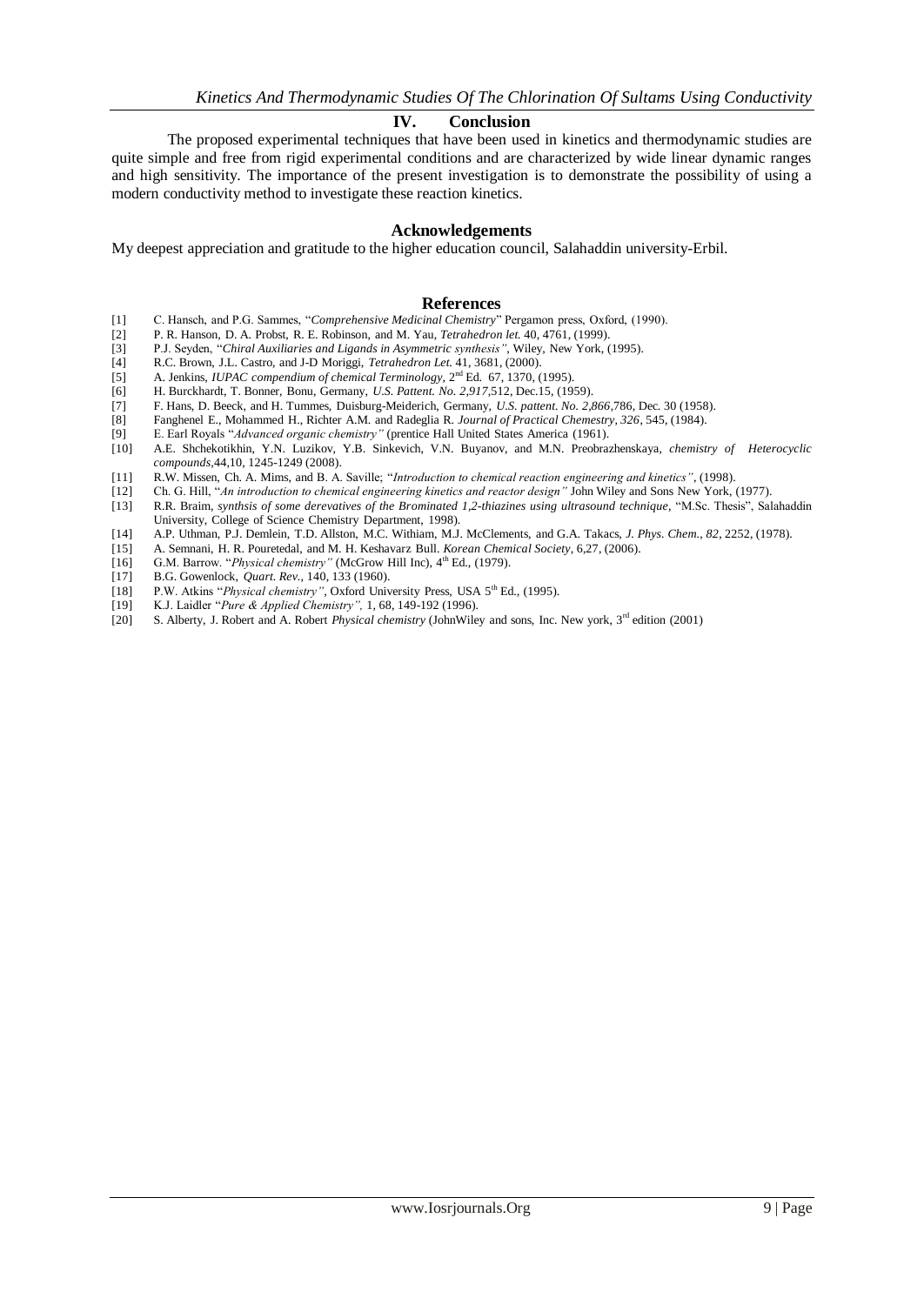## IV. Conclusion

The proposed experimental techniques that have been used in kinetics and thermodynamic studies are quite simple and free from rigid experimental conditions and are characterized by wide linear dynamic ranges and high sensitivity. The importance of the present investigation is to demonstrate the possibility of using a modern conductivity method to investigate these reaction kinetics.

## Acknowledgements

My deepest appreciation and gratitude to the higher education council, Salahaddin university-Erbil.

## References

[1] C. Hansch, and P.G. Sammes, "*Comprehensive Medicinal Chemistry*" Pergamon press, Oxford, (1990).
[2] P. R. Hanson, D. A. Probst, R. E. Robinson, and M. Yau, *Tetrahedron let.* 40, 4761, (1999).
[3] P.J. Seyden, "*Chiral Auxiliaries and Ligands in Asymmetric synthesis"*, Wiley, New York, (1995).
[4] R.C. Brown, J.L. Castro, and J-D Moriggi, *Tetrahedron Let.* 41, 3681, (2000).
[5] A. Jenkins, *IUPAC compendium of chemical Terminology*, 2nd Ed. 67, 1370, (1995).
[6] H. Burckhardt, T. Bonner, Bonu, Germany, *U.S. Pattent. No. 2,917*,512, Dec.15, (1959).
[7] F. Hans, D. Beeck, and H. Tummes, Duisburg-Meiderich, Germany, *U.S. pattent. No. 2,866*,786, Dec. 30 (1958).
[8] Fanghenel E., Mohammed H., Richter A.M. and Radeglia R. *Journal of Practical Chemestry, 326*, 545, (1984).
[9] E. Earl Royals "*Advanced organic chemistry"* (prentice Hall United States America (1961).
[10] A.E. Shchekotikhin, Y.N. Luzikov, Y.B. Sinkevich, V.N. Buyanov, and M.N. Preobrazhenskaya, *chemistry of Heterocyclic compounds*,44,10, 1245-1249 (2008).
[11] R.W. Missen, Ch. A. Mims, and B. A. Saville; "*Introduction to chemical reaction engineering and kinetics"*, (1998).
[12] Ch. G. Hill, "*An introduction to chemical engineering kinetics and reactor design"* John Wiley and Sons New York, (1977).
[13] R.R. Braim, *synthsis of some derevatives of the Brominated 1,2-thiazines using ultrasound technique*, "M.Sc. Thesis", Salahaddin University, College of Science Chemistry Department, 1998).
[14] A.P. Uthman, P.J. Demlein, T.D. Allston, M.C. Withiam, M.J. McClements, and G.A. Takacs, *J. Phys. Chem.*, *82*, 2252, (1978).
[15] A. Semnani, H. R. Pouretedal, and M. H. Keshavarz Bull. *Korean Chemical Society*, 6,27, (2006).
[16] G.M. Barrow. "*Physical chemistry"* (McGrow Hill Inc), 4th Ed., (1979).
[17] B.G. Gowenlock, *Quart. Rev.*, 140, 133 (1960).
[18] P.W. Atkins "*Physical chemistry"*, Oxford University Press, USA 5th Ed., (1995).
[19] K.J. Laidler "*Pure & Applied Chemistry",* 1, 68, 149-192 (1996).
[20] S. Alberty, J. Robert and A. Robert *Physical chemistry* (JohnWiley and sons, Inc. New york, 3rd edition (2001)